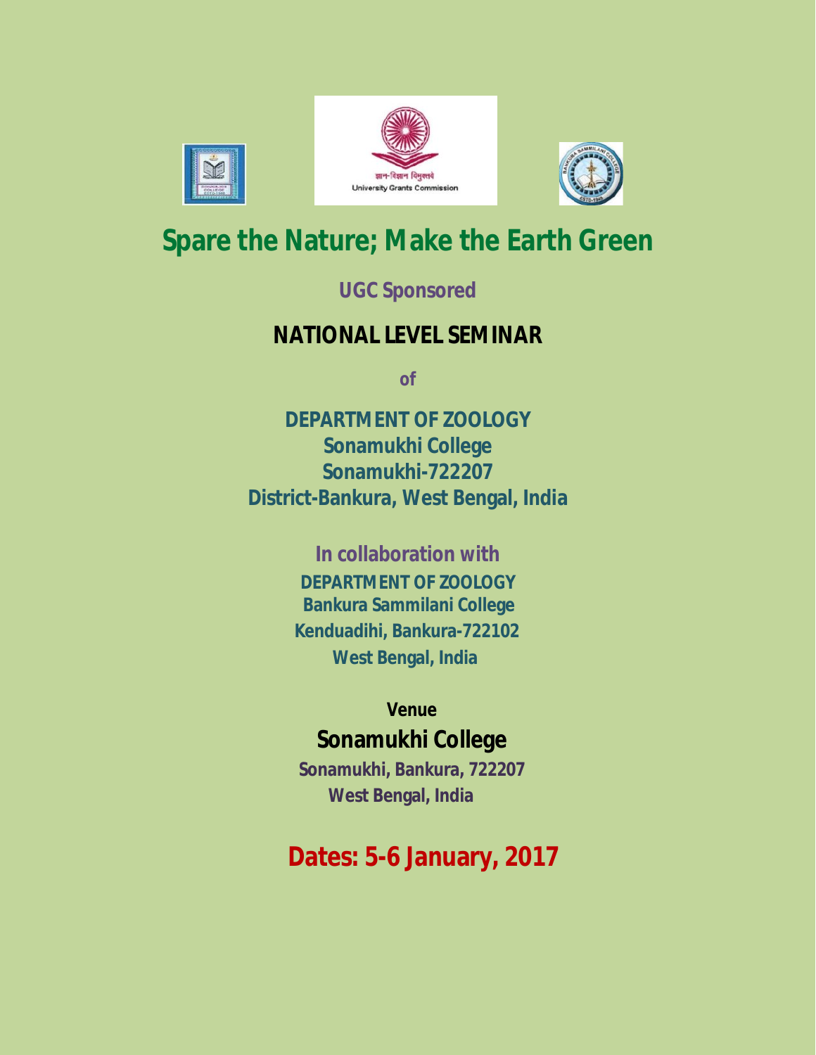# Spare the Nature; Make the Earth Green

**UGC Sponsored**

## NATIONAL LEVEL SEMINAR

**of**

**DEPARTMENT OF ZOOLOGY**
**Sonamukhi College**
**Sonamukhi-722207**
**District-Bankura, West Bengal, India**

**In collaboration with**

**DEPARTMENT OF ZOOLOGY**
**Bankura Sammilani College**
**Kenduadihi, Bankura-722102**
**West Bengal, India**

**Venue**

**Sonamukhi College**
**Sonamukhi, Bankura, 722207**
**West Bengal, India**

## Dates: 5-6 January, 2017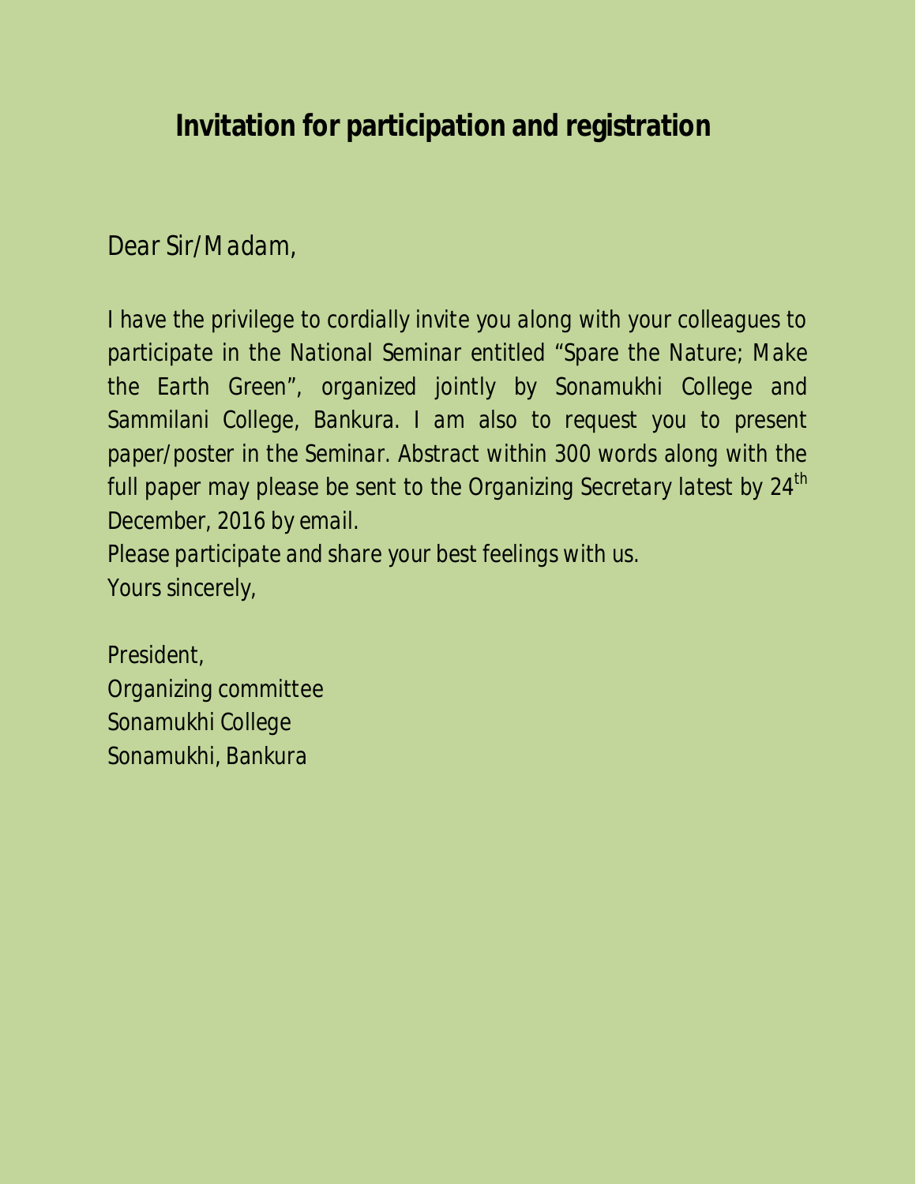# Invitation for participation and registration

Dear Sir/Madam,

I have the privilege to cordially invite you along with your colleagues to participate in the National Seminar entitled "Spare the Nature; Make the Earth Green", organized jointly by Sonamukhi College and Sammilani College, Bankura. I am also to request you to present paper/poster in the Seminar. Abstract within 300 words along with the full paper may please be sent to the Organizing Secretary latest by 24th December, 2016 by email.

Please participate and share your best feelings with us.

Yours sincerely,

President,  
Organizing committee  
Sonamukhi College  
Sonamukhi, Bankura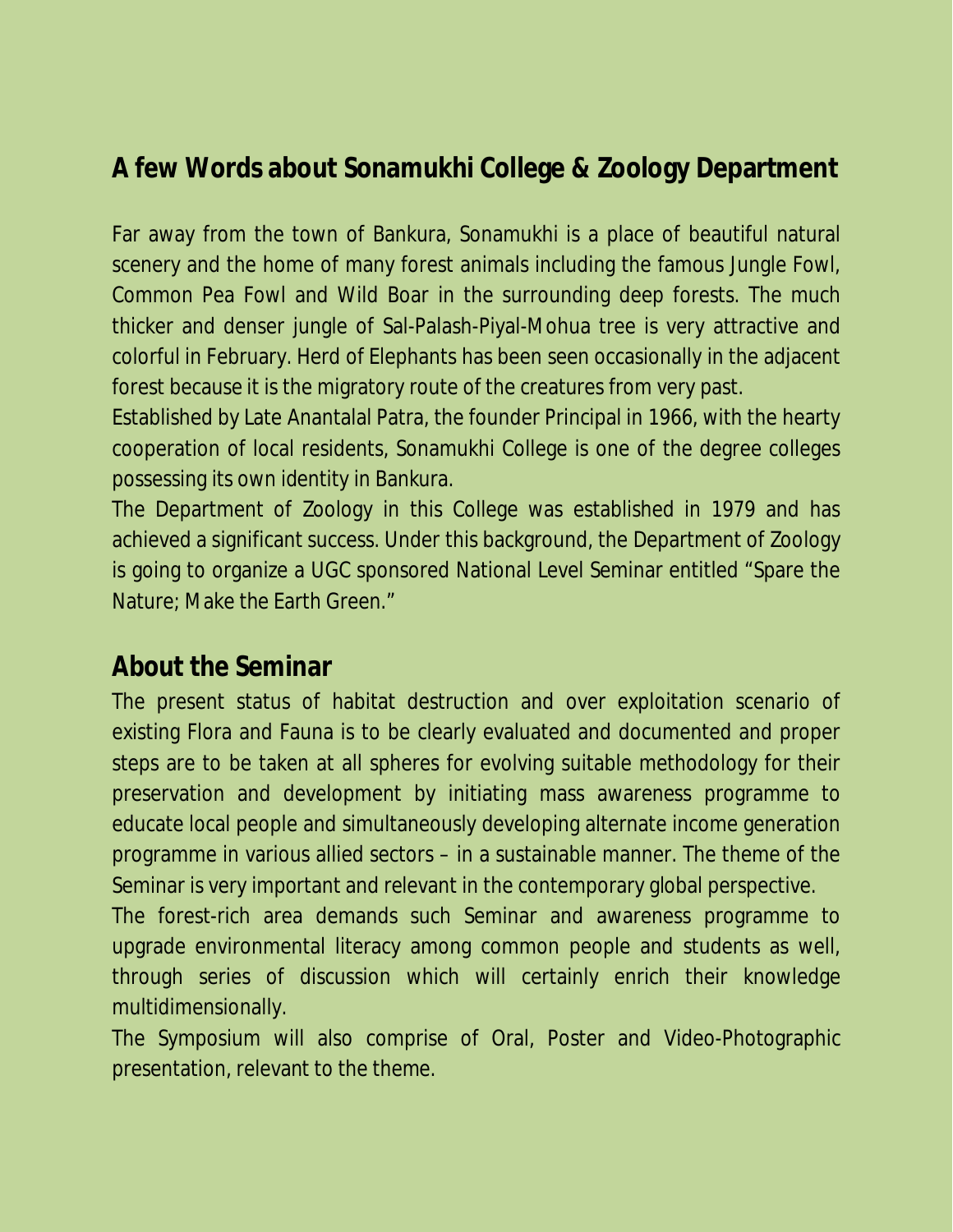## A few Words about Sonamukhi College & Zoology Department

Far away from the town of Bankura, Sonamukhi is a place of beautiful natural scenery and the home of many forest animals including the famous Jungle Fowl, Common Pea Fowl and Wild Boar in the surrounding deep forests. The much thicker and denser jungle of Sal-Palash-Piyal-Mohua tree is very attractive and colorful in February. Herd of Elephants has been seen occasionally in the adjacent forest because it is the migratory route of the creatures from very past.

Established by Late Anantalal Patra, the founder Principal in 1966, with the hearty cooperation of local residents, Sonamukhi College is one of the degree colleges possessing its own identity in Bankura.

The Department of Zoology in this College was established in 1979 and has achieved a significant success. Under this background, the Department of Zoology is going to organize a UGC sponsored National Level Seminar entitled "Spare the Nature; Make the Earth Green."

## About the Seminar

The present status of habitat destruction and over exploitation scenario of existing Flora and Fauna is to be clearly evaluated and documented and proper steps are to be taken at all spheres for evolving suitable methodology for their preservation and development by initiating mass awareness programme to educate local people and simultaneously developing alternate income generation programme in various allied sectors – in a sustainable manner. The theme of the Seminar is very important and relevant in the contemporary global perspective.

The forest-rich area demands such Seminar and awareness programme to upgrade environmental literacy among common people and students as well, through series of discussion which will certainly enrich their knowledge multidimensionally.

The Symposium will also comprise of Oral, Poster and Video-Photographic presentation, relevant to the theme.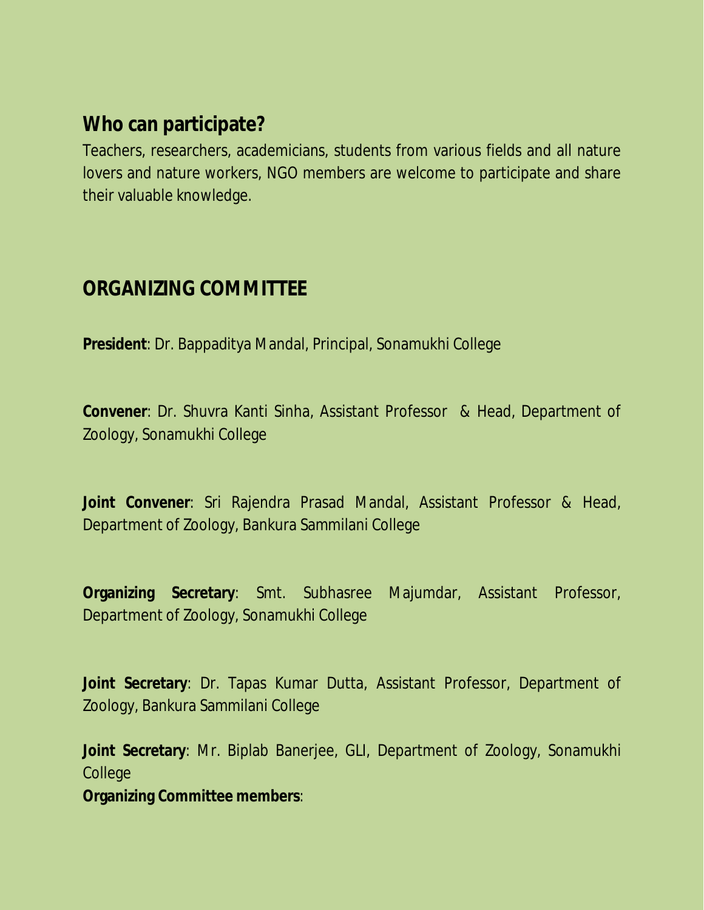## Who can participate?

Teachers, researchers, academicians, students from various fields and all nature lovers and nature workers, NGO members are welcome to participate and share their valuable knowledge.

## ORGANIZING COMMITTEE

**President**: Dr. Bappaditya Mandal, Principal, Sonamukhi College

**Convener**: Dr. Shuvra Kanti Sinha, Assistant Professor & Head, Department of Zoology, Sonamukhi College

**Joint Convener**: Sri Rajendra Prasad Mandal, Assistant Professor & Head, Department of Zoology, Bankura Sammilani College

**Organizing Secretary**: Smt. Subhasree Majumdar, Assistant Professor, Department of Zoology, Sonamukhi College

**Joint Secretary**: Dr. Tapas Kumar Dutta, Assistant Professor, Department of Zoology, Bankura Sammilani College

**Joint Secretary**: Mr. Biplab Banerjee, GLI, Department of Zoology, Sonamukhi College

**Organizing Committee members**: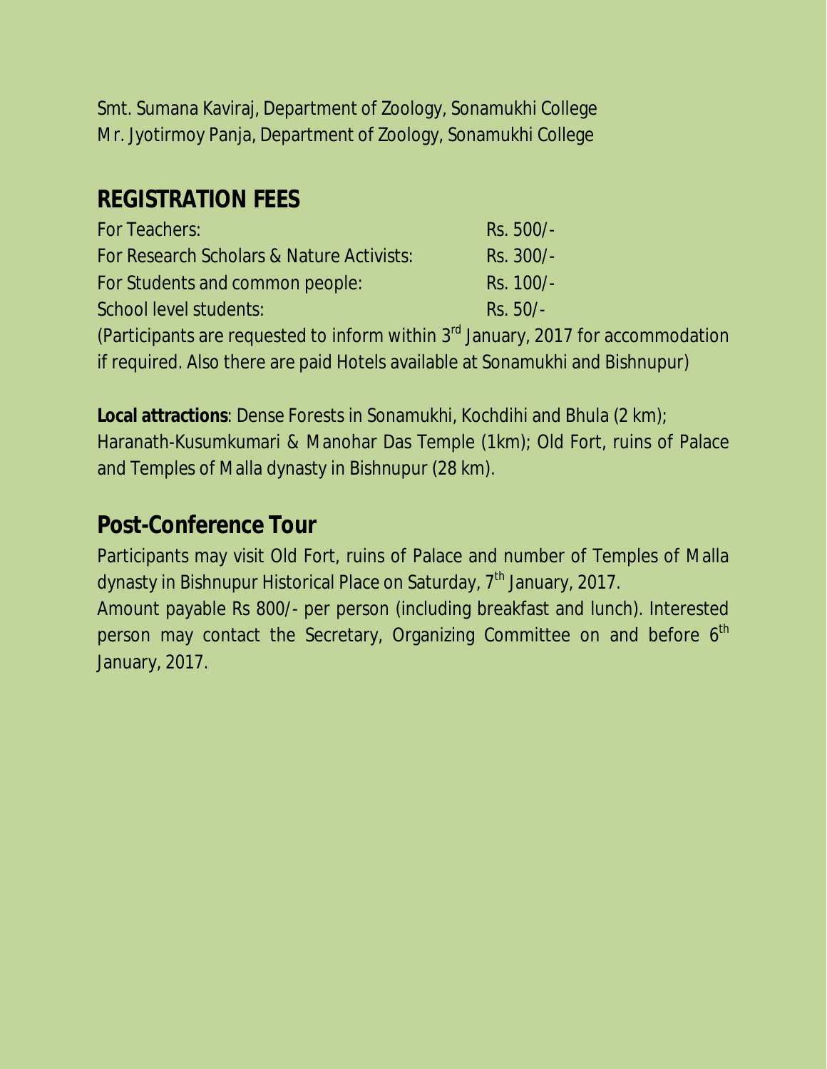Smt. Sumana Kaviraj, Department of Zoology, Sonamukhi College
Mr. Jyotirmoy Panja, Department of Zoology, Sonamukhi College

## REGISTRATION FEES

| | |
|---|---|
| For Teachers: | Rs. 500/- |
| For Research Scholars & Nature Activists: | Rs. 300/- |
| For Students and common people: | Rs. 100/- |
| School level students: | Rs. 50/- |

(Participants are requested to inform within 3rd January, 2017 for accommodation if required. Also there are paid Hotels available at Sonamukhi and Bishnupur)

**Local attractions**: Dense Forests in Sonamukhi, Kochdihi and Bhula (2 km); Haranath-Kusumkumari & Manohar Das Temple (1km); Old Fort, ruins of Palace and Temples of Malla dynasty in Bishnupur (28 km).

## Post-Conference Tour

Participants may visit Old Fort, ruins of Palace and number of Temples of Malla dynasty in Bishnupur Historical Place on Saturday, 7th January, 2017.
Amount payable Rs 800/- per person (including breakfast and lunch). Interested person may contact the Secretary, Organizing Committee on and before 6th January, 2017.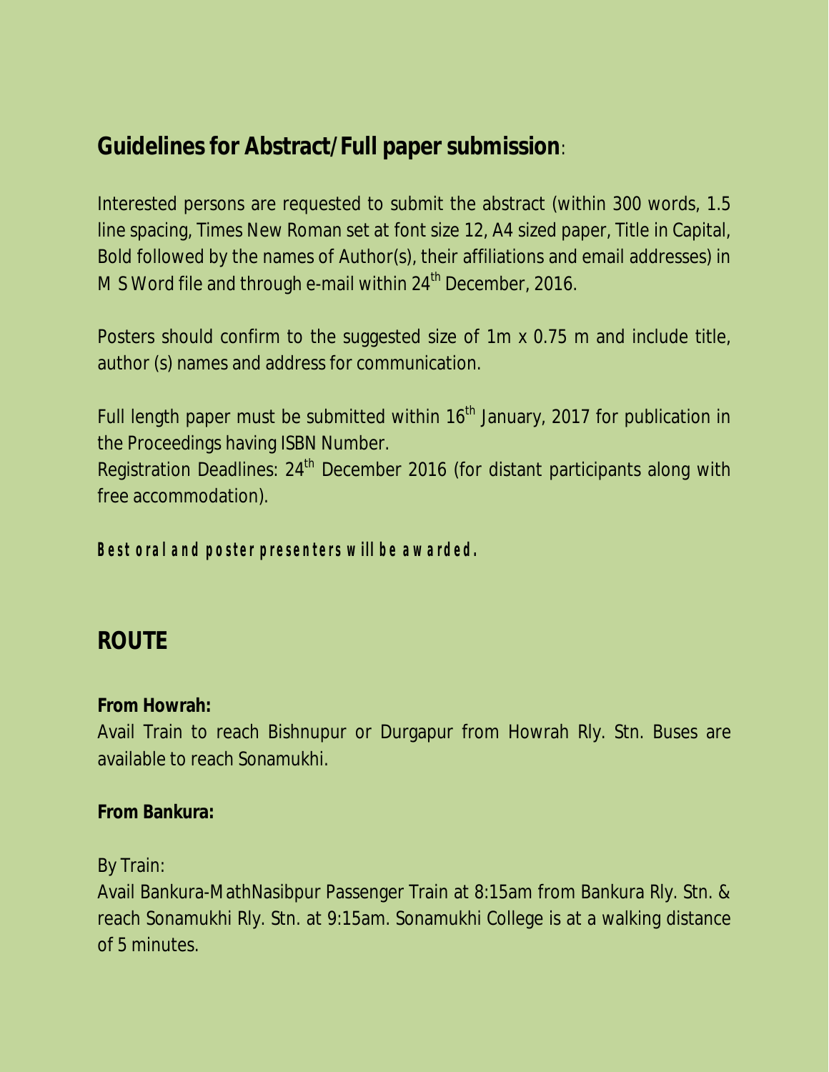## Guidelines for Abstract/Full paper submission:

Interested persons are requested to submit the abstract (within 300 words, 1.5 line spacing, Times New Roman set at font size 12, A4 sized paper, Title in Capital, Bold followed by the names of Author(s), their affiliations and email addresses) in M S Word file and through e-mail within 24th December, 2016.

Posters should confirm to the suggested size of 1m x 0.75 m and include title, author (s) names and address for communication.

Full length paper must be submitted within 16th January, 2017 for publication in the Proceedings having ISBN Number.

Registration Deadlines: 24th December 2016 (for distant participants along with free accommodation).

**Best oral and poster presenters will be awarded.**

## ROUTE

**From Howrah:**

Avail Train to reach Bishnupur or Durgapur from Howrah Rly. Stn. Buses are available to reach Sonamukhi.

**From Bankura:**

By Train:

Avail Bankura-MathNasibpur Passenger Train at 8:15am from Bankura Rly. Stn. & reach Sonamukhi Rly. Stn. at 9:15am. Sonamukhi College is at a walking distance of 5 minutes.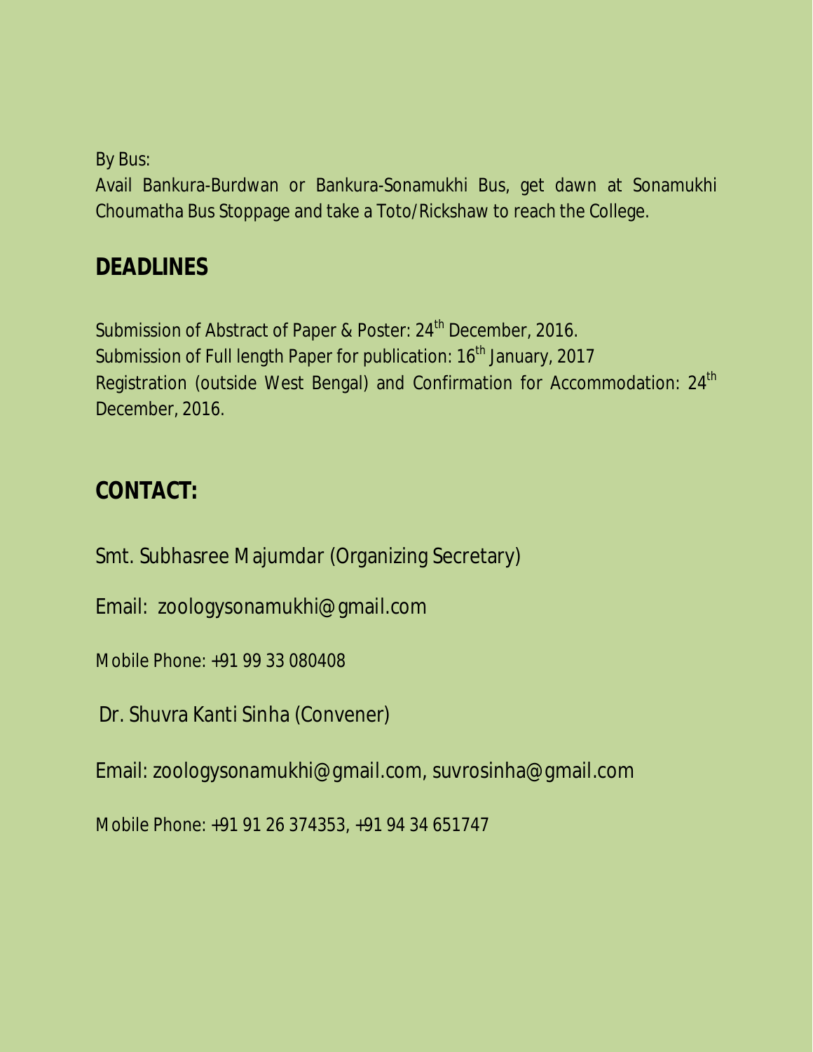By Bus:

Avail Bankura-Burdwan or Bankura-Sonamukhi Bus, get dawn at Sonamukhi Choumatha Bus Stoppage and take a Toto/Rickshaw to reach the College.

## DEADLINES

Submission of Abstract of Paper & Poster: 24th December, 2016.
Submission of Full length Paper for publication: 16th January, 2017
Registration (outside West Bengal) and Confirmation for Accommodation: 24th December, 2016.

## CONTACT:

Smt. Subhasree Majumdar (Organizing Secretary)

Email: zoologysonamukhi@gmail.com

Mobile Phone: +91 99 33 080408

Dr. Shuvra Kanti Sinha (Convener)

Email: zoologysonamukhi@gmail.com, suvrosinha@gmail.com

Mobile Phone: +91 91 26 374353, +91 94 34 651747